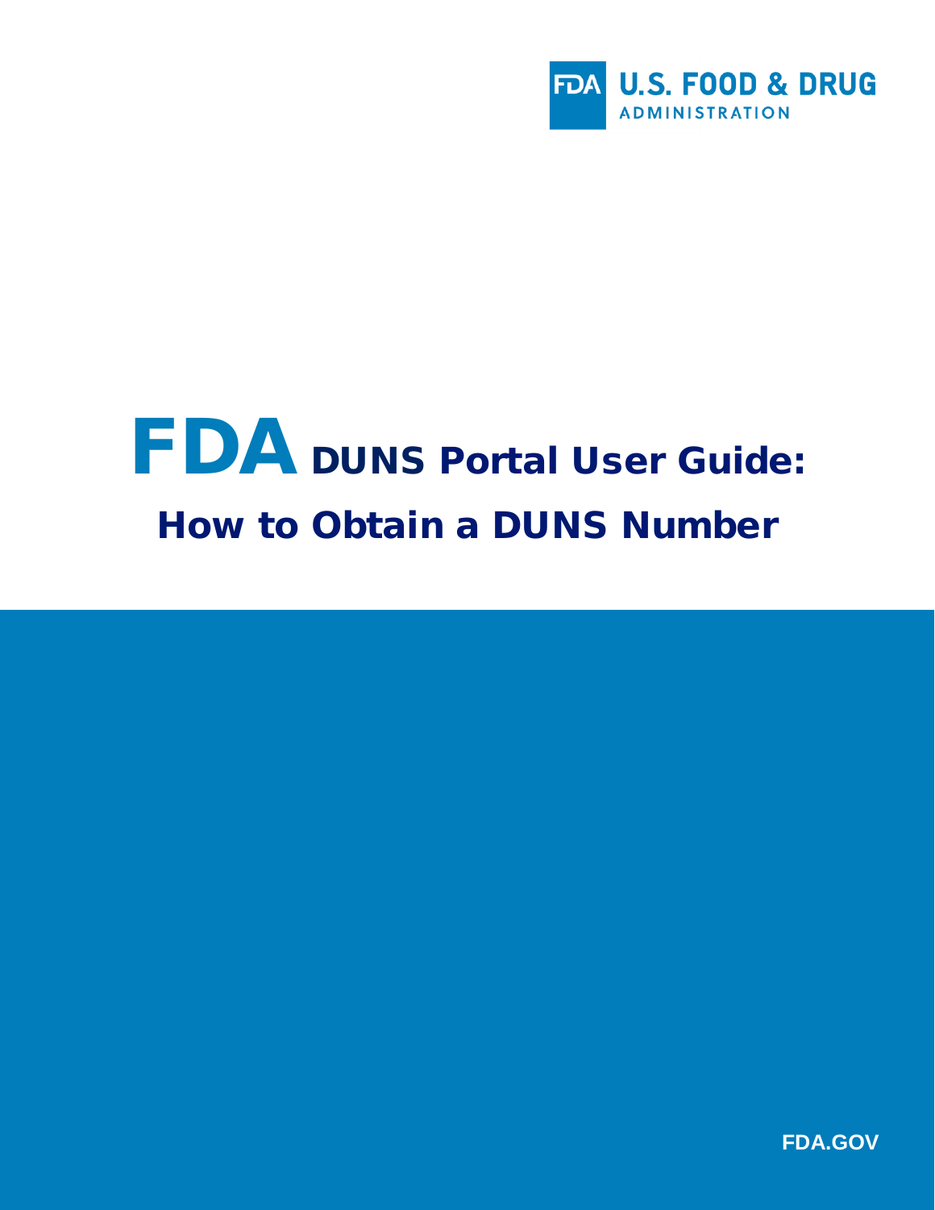U.S. FOOD & DRUG ADMINISTRATION

# FDA DUNS Portal User Guide: How to Obtain a DUNS Number

FDA.GOV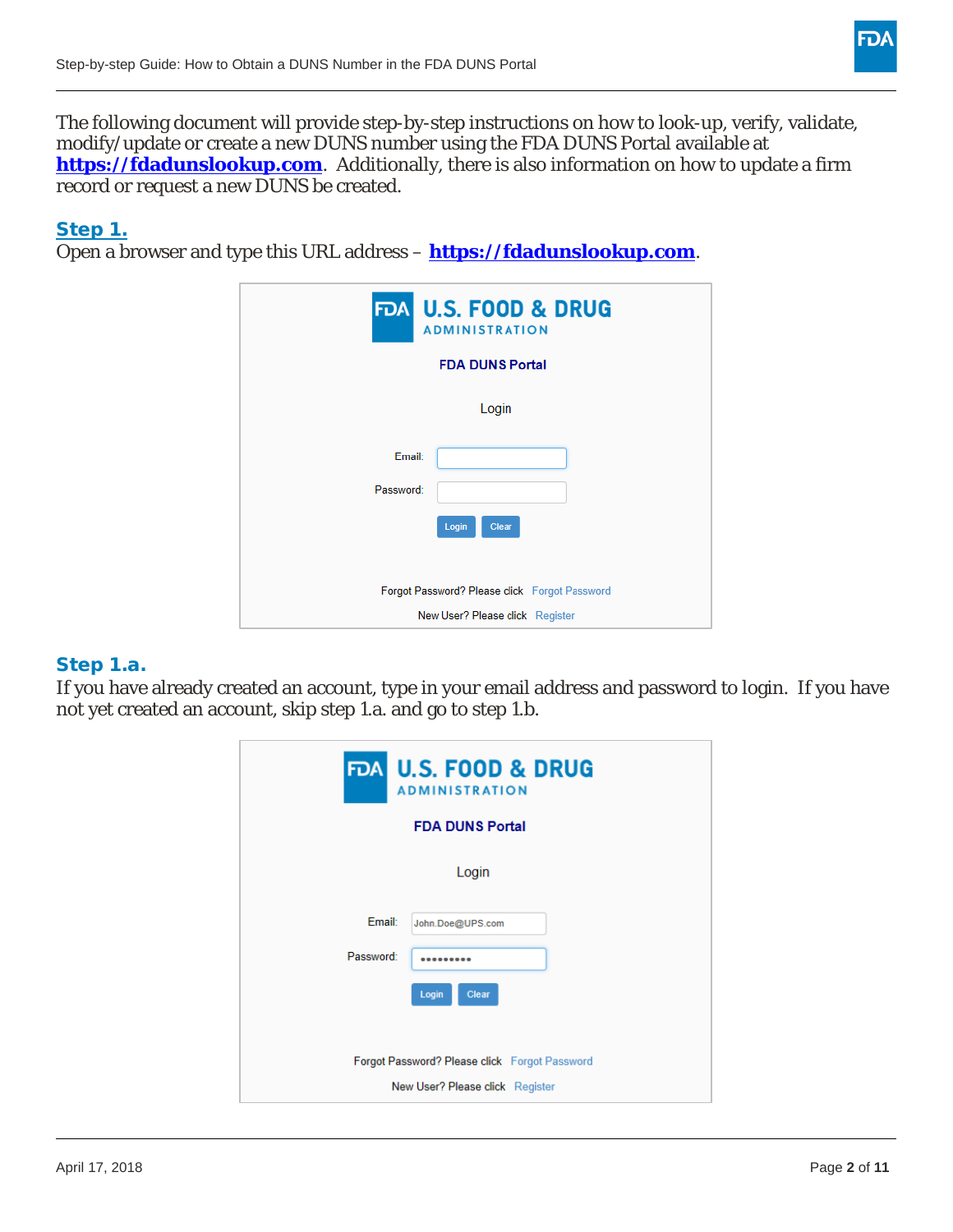The following document will provide step-by-step instructions on how to look-up, verify, validate, modify/update or create a new DUNS number using the FDA DUNS Portal available at **https://fdadunslookup.com**. Additionally, there is also information on how to update a firm record or request a new DUNS be created.

## Step 1.

Open a browser and type this URL address – **https://fdadunslookup.com**.

## Step 1.a.

If you have already created an account, type in your email address and password to login. If you have not yet created an account, skip step 1.a. and go to step 1.b.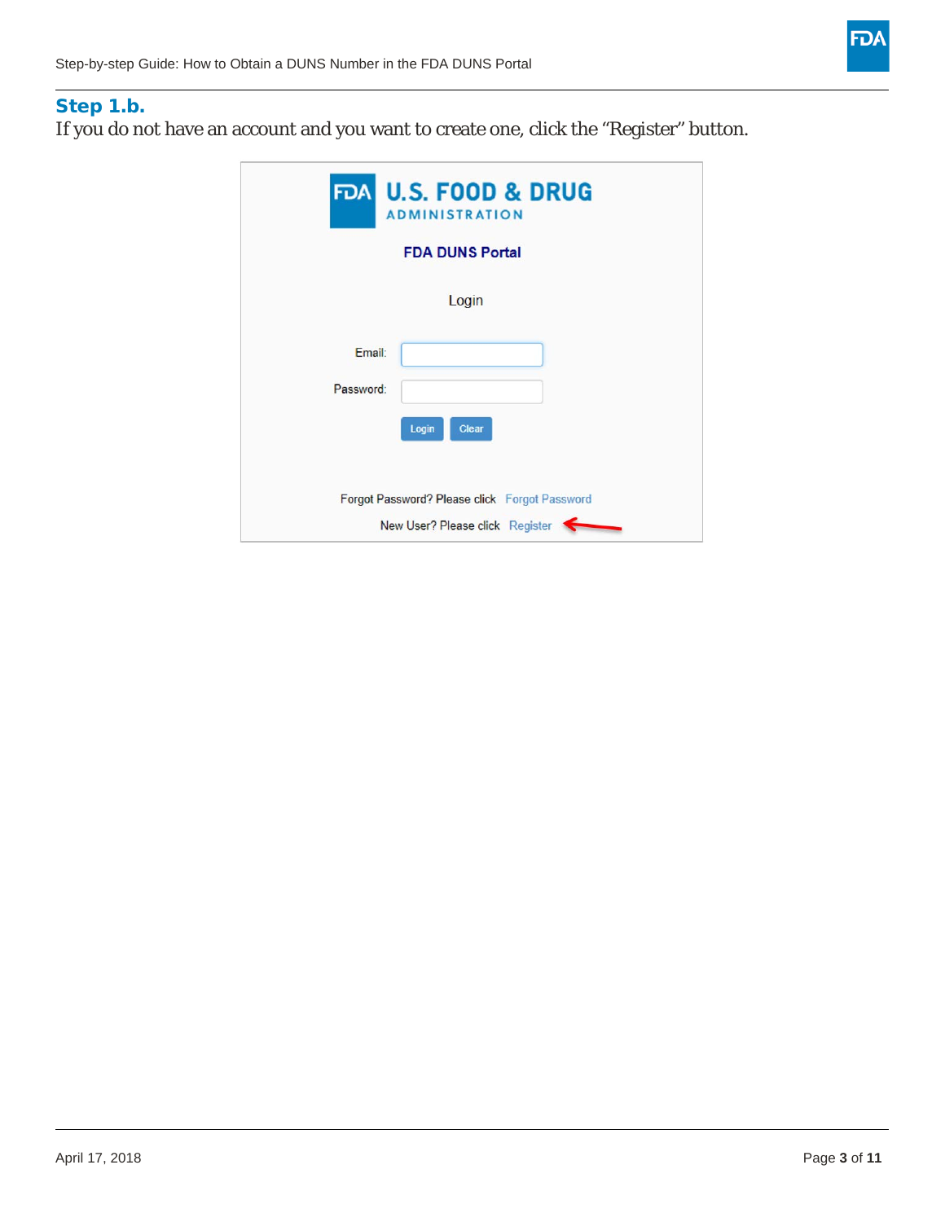### Step 1.b.

If you do not have an account and you want to create one, click the “Register” button.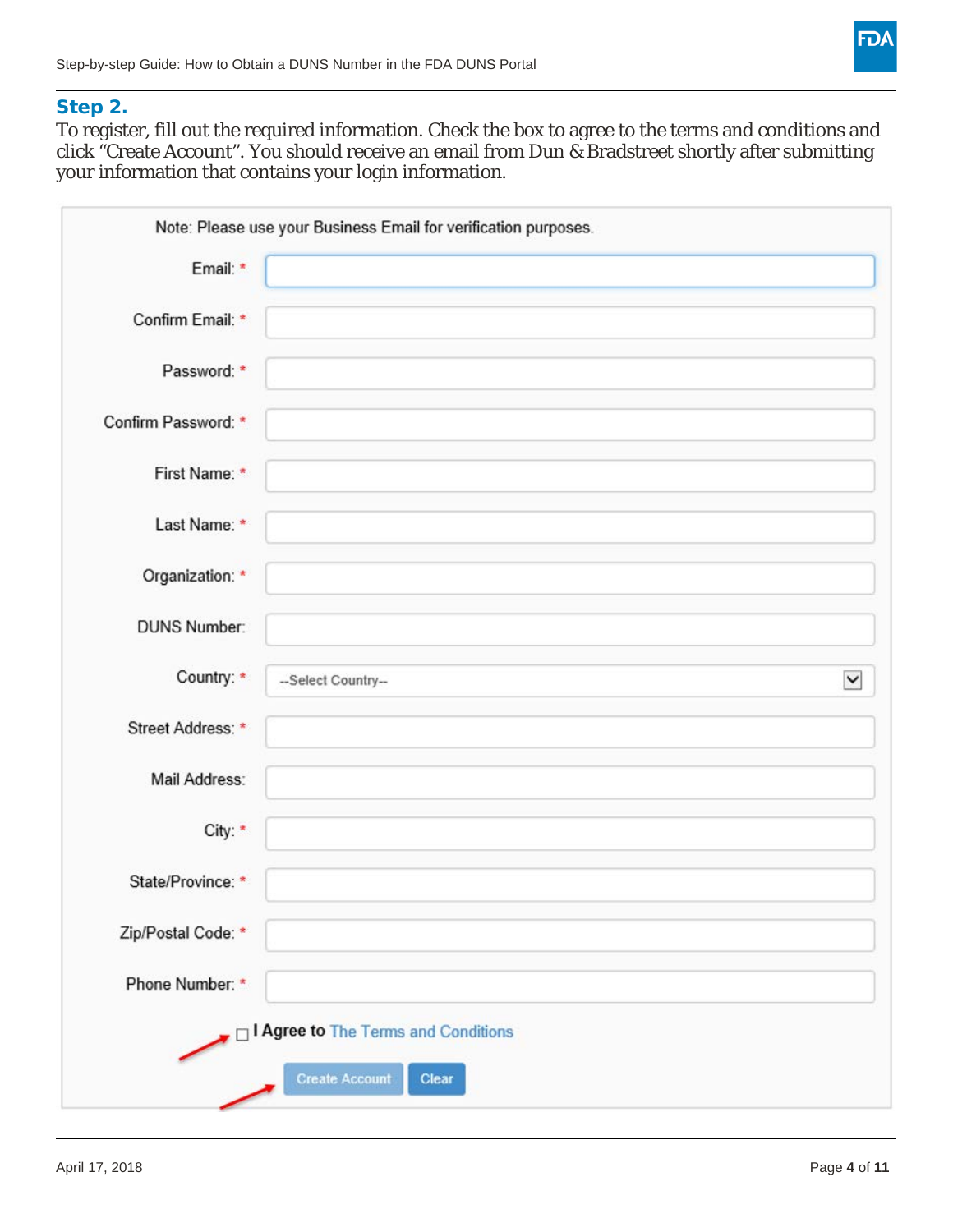## Step 2.

To register, fill out the required information. Check the box to agree to the terms and conditions and click "Create Account". You should receive an email from Dun & Bradstreet shortly after submitting your information that contains your login information.

Note: Please use your Business Email for verification purposes.

Email: *

Confirm Email: *

Password: *

Confirm Password: *

First Name: *

Last Name: *

Organization: *

DUNS Number:

Country: * --Select Country--

Street Address: *

Mail Address:

City: *

State/Province: *

Zip/Postal Code: *

Phone Number: *

☐ I Agree to The Terms and Conditions

Create Account | Clear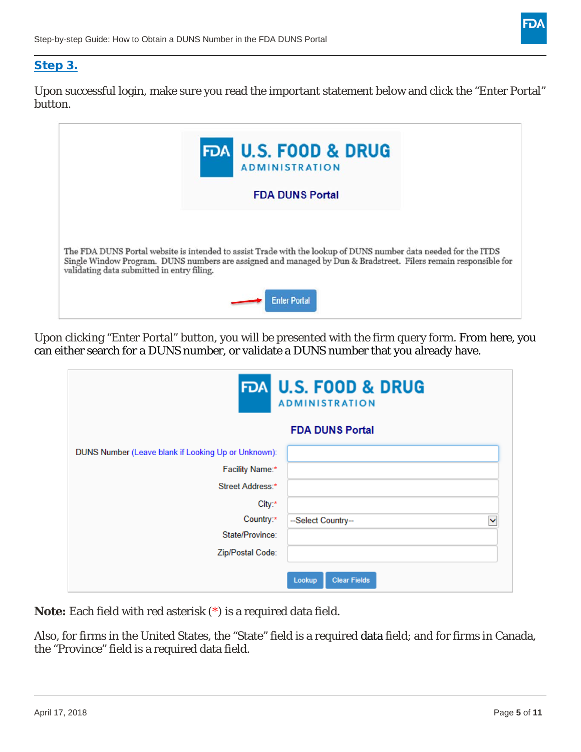## Step 3.

Upon successful login, make sure you read the important statement below and click the "Enter Portal" button.

U.S. FOOD & DRUG ADMINISTRATION

FDA DUNS Portal

The FDA DUNS Portal website is intended to assist Trade with the lookup of DUNS number data needed for the ITDS Single Window Program. DUNS numbers are assigned and managed by Dun & Bradstreet. Filers remain responsible for validating data submitted in entry filing.

Enter Portal

Upon clicking "Enter Portal" button, you will be presented with the firm query form. From here, you can either search for a DUNS number, or validate a DUNS number that you already have.

U.S. FOOD & DRUG ADMINISTRATION

FDA DUNS Portal

DUNS Number (Leave blank if Looking Up or Unknown):

Facility Name:*

Street Address:*

City:*

Country:* --Select Country--

State/Province:

Zip/Postal Code:

Lookup | Clear Fields

**Note:** Each field with red asterisk (*) is a required data field.

Also, for firms in the United States, the "State" field is a required data field; and for firms in Canada, the "Province" field is a required data field.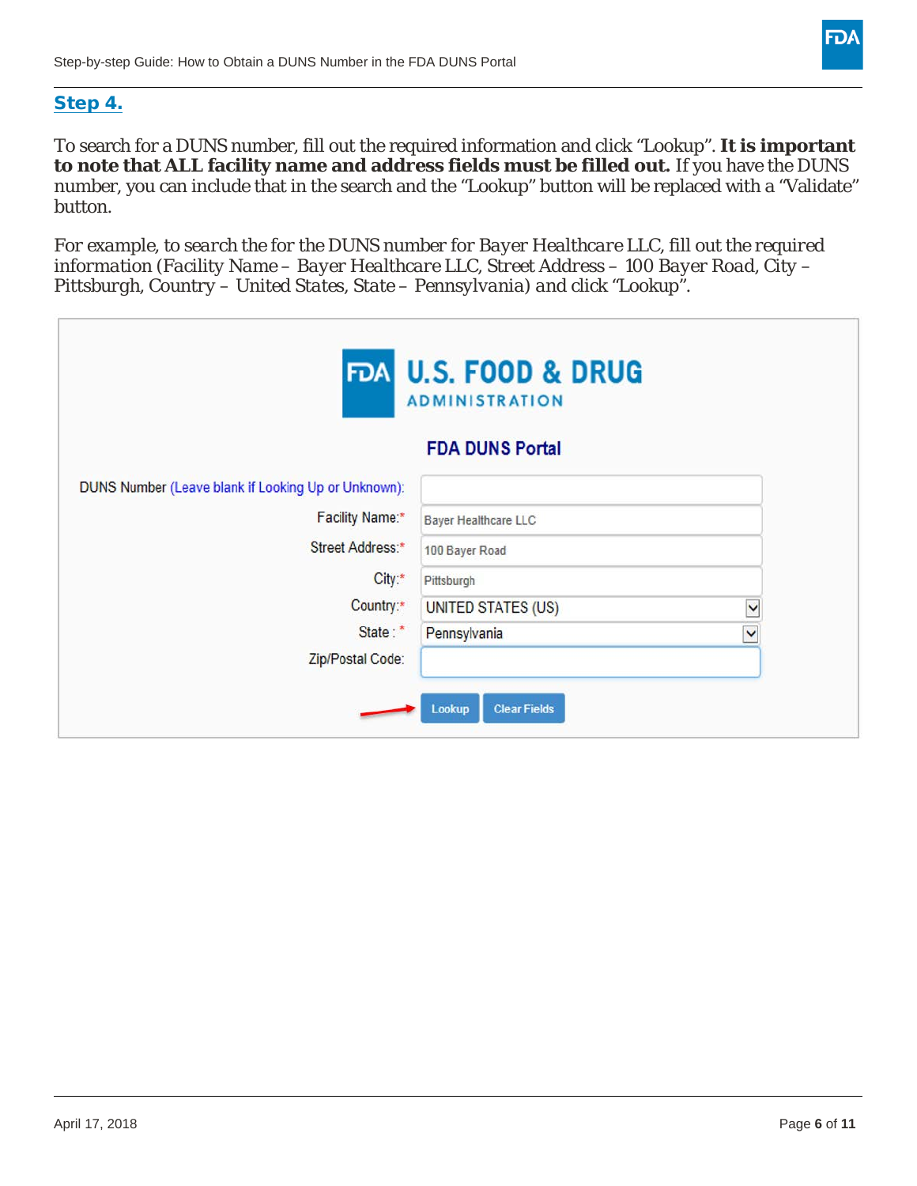## Step 4.

To search for a DUNS number, fill out the required information and click "Lookup". **It is important to note that ALL facility name and address fields must be filled out.** If you have the DUNS number, you can include that in the search and the "Lookup" button will be replaced with a "Validate" button.

For example, to search the for the DUNS number for Bayer Healthcare LLC, fill out the required information (Facility Name – Bayer Healthcare LLC, Street Address – 100 Bayer Road, City – Pittsburgh, Country – United States, State – Pennsylvania) and click "Lookup".

FDA U.S. FOOD & DRUG ADMINISTRATION

FDA DUNS Portal

| Field | Value |
|---|---|
| DUNS Number (Leave blank if Looking Up or Unknown): | |
| Facility Name:* | Bayer Healthcare LLC |
| Street Address:* | 100 Bayer Road |
| City:* | Pittsburgh |
| Country:* | UNITED STATES (US) |
| State :* | Pennsylvania |
| Zip/Postal Code: | |

Lookup | Clear Fields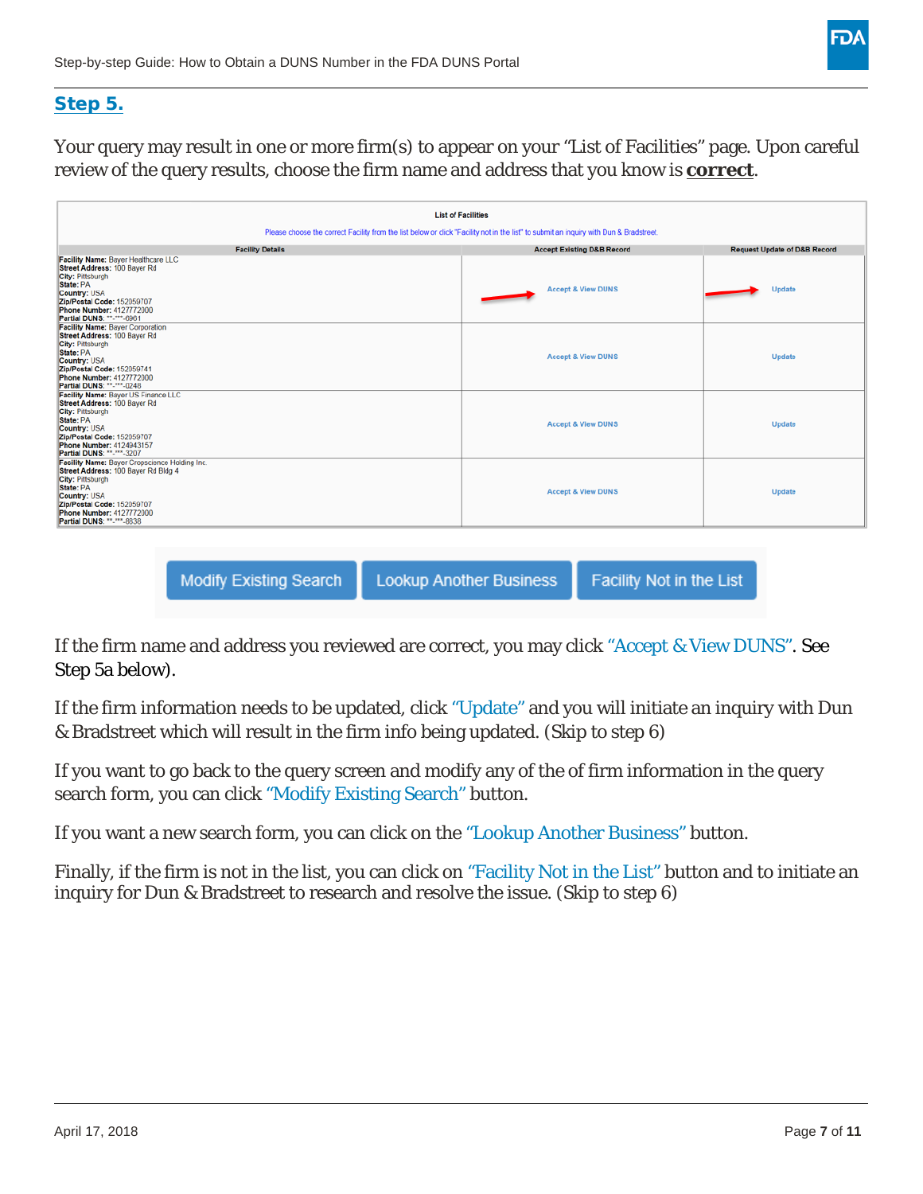## Step 5.

Your query may result in one or more firm(s) to appear on your "List of Facilities" page. Upon careful review of the query results, choose the firm name and address that you know is **correct**.

**List of Facilities**

Please choose the correct Facility from the list below or click "Facility not in the list" to submit an inquiry with Dun & Bradstreet.

| Facility Details | Accept Existing D&B Record | Request Update of D&B Record |
|---|---|---|
| **Facility Name:** Bayer Healthcare LLC **Street Address:** 100 Bayer Rd **City:** Pittsburgh **State:** PA **Country:** USA **Zip/Postal Code:** 152059707 **Phone Number:** 4127772000 **Partial DUNS:** \*\*-\*\*\*-6961 | Accept & View DUNS | Update |
| **Facility Name:** Bayer Corporation **Street Address:** 100 Bayer Rd **City:** Pittsburgh **State:** PA **Country:** USA **Zip/Postal Code:** 152059741 **Phone Number:** 4127772000 **Partial DUNS:** \*\*-\*\*\*-0248 | Accept & View DUNS | Update |
| **Facility Name:** Bayer US Finance LLC **Street Address:** 100 Bayer Rd **City:** Pittsburgh **State:** PA **Country:** USA **Zip/Postal Code:** 152059707 **Phone Number:** 4124943157 **Partial DUNS:** \*\*-\*\*\*-3207 | Accept & View DUNS | Update |
| **Facility Name:** Bayer Cropscience Holding Inc. **Street Address:** 100 Bayer Rd Bldg 4 **City:** Pittsburgh **State:** PA **Country:** USA **Zip/Postal Code:** 152059707 **Phone Number:** 4127772000 **Partial DUNS:** \*\*-\*\*\*-8838 | Accept & View DUNS | Update |

Modify Existing Search | Lookup Another Business | Facility Not in the List

If the firm name and address you reviewed are correct, you may click "Accept & View DUNS". See Step 5a below).

If the firm information needs to be updated, click "Update" and you will initiate an inquiry with Dun & Bradstreet which will result in the firm info being updated. (Skip to step 6)

If you want to go back to the query screen and modify any of the of firm information in the query search form, you can click "Modify Existing Search" button.

If you want a new search form, you can click on the "Lookup Another Business" button.

Finally, if the firm is not in the list, you can click on "Facility Not in the List" button and to initiate an inquiry for Dun & Bradstreet to research and resolve the issue. (Skip to step 6)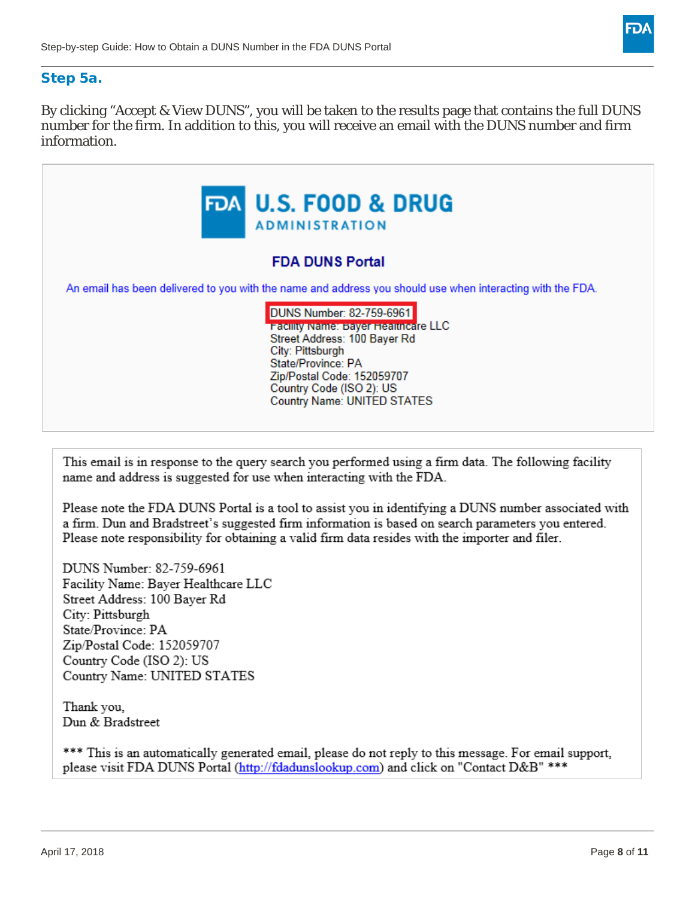## Step 5a.

By clicking “Accept & View DUNS”, you will be taken to the results page that contains the full DUNS number for the firm. In addition to this, you will receive an email with the DUNS number and firm information.

FDA U.S. FOOD & DRUG ADMINISTRATION

**FDA DUNS Portal**

An email has been delivered to you with the name and address you should use when interacting with the FDA.

DUNS Number: 82-759-6961
Facility Name: Bayer Healthcare LLC
Street Address: 100 Bayer Rd
City: Pittsburgh
State/Province: PA
Zip/Postal Code: 152059707
Country Code (ISO 2): US
Country Name: UNITED STATES

This email is in response to the query search you performed using a firm data. The following facility name and address is suggested for use when interacting with the FDA.

Please note the FDA DUNS Portal is a tool to assist you in identifying a DUNS number associated with a firm. Dun and Bradstreet’s suggested firm information is based on search parameters you entered. Please note responsibility for obtaining a valid firm data resides with the importer and filer.

DUNS Number: 82-759-6961
Facility Name: Bayer Healthcare LLC
Street Address: 100 Bayer Rd
City: Pittsburgh
State/Province: PA
Zip/Postal Code: 152059707
Country Code (ISO 2): US
Country Name: UNITED STATES

Thank you,
Dun & Bradstreet

*** This is an automatically generated email, please do not reply to this message. For email support, please visit FDA DUNS Portal (http://fdadunslookup.com) and click on "Contact D&B" ***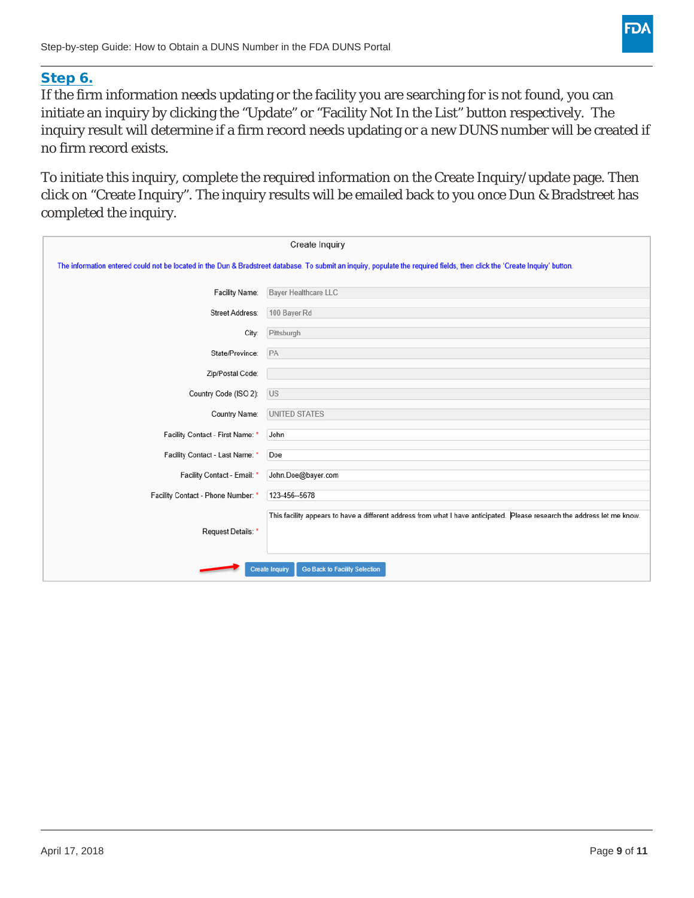## Step 6.

If the firm information needs updating or the facility you are searching for is not found, you can initiate an inquiry by clicking the "Update" or "Facility Not In the List" button respectively. The inquiry result will determine if a firm record needs updating or a new DUNS number will be created if no firm record exists.

To initiate this inquiry, complete the required information on the Create Inquiry/update page. Then click on "Create Inquiry". The inquiry results will be emailed back to you once Dun & Bradstreet has completed the inquiry.

Create Inquiry

The information entered could not be located in the Dun & Bradstreet database. To submit an inquiry, populate the required fields, then click the 'Create Inquiry' button.

| Field | Value |
| --- | --- |
| Facility Name: | Bayer Healthcare LLC |
| Street Address: | 100 Bayer Rd |
| City: | Pittsburgh |
| State/Province: | PA |
| Zip/Postal Code: | |
| Country Code (ISO 2): | US |
| Country Name: | UNITED STATES |
| Facility Contact - First Name: * | John |
| Facility Contact - Last Name: * | Doe |
| Facility Contact - Email: * | John.Doe@bayer.com |
| Facility Contact - Phone Number: * | 123-456--5678 |
| Request Details: * | This facility appears to have a different address from what I have anticipated. Please research the address let me know. |

Create Inquiry | Go Back to Facility Selection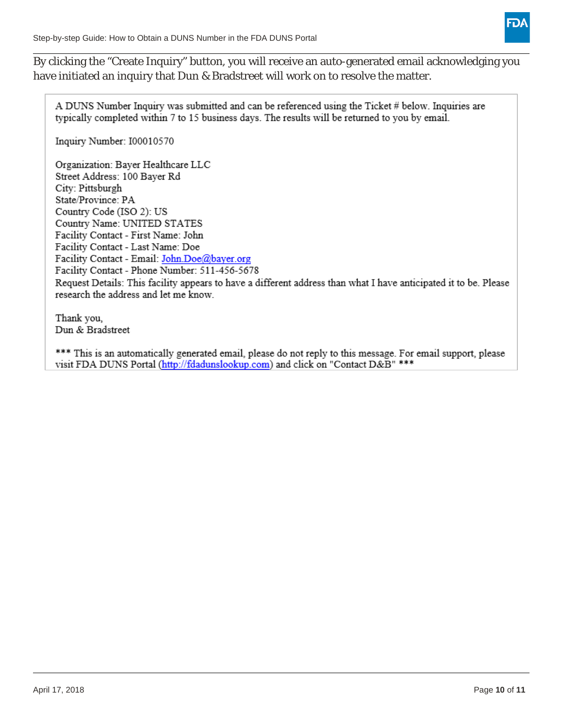By clicking the "Create Inquiry" button, you will receive an auto-generated email acknowledging you have initiated an inquiry that Dun & Bradstreet will work on to resolve the matter.

> A DUNS Number Inquiry was submitted and can be referenced using the Ticket # below. Inquiries are typically completed within 7 to 15 business days. The results will be returned to you by email.
>
> Inquiry Number: I00010570
>
> Organization: Bayer Healthcare LLC
> Street Address: 100 Bayer Rd
> City: Pittsburgh
> State/Province: PA
> Country Code (ISO 2): US
> Country Name: UNITED STATES
> Facility Contact - First Name: John
> Facility Contact - Last Name: Doe
> Facility Contact - Email: John.Doe@bayer.org
> Facility Contact - Phone Number: 511-456-5678
> Request Details: This facility appears to have a different address than what I have anticipated it to be. Please research the address and let me know.
>
> Thank you,
> Dun & Bradstreet
>
> *** This is an automatically generated email, please do not reply to this message. For email support, please visit FDA DUNS Portal (http://fdadunslookup.com) and click on "Contact D&B" ***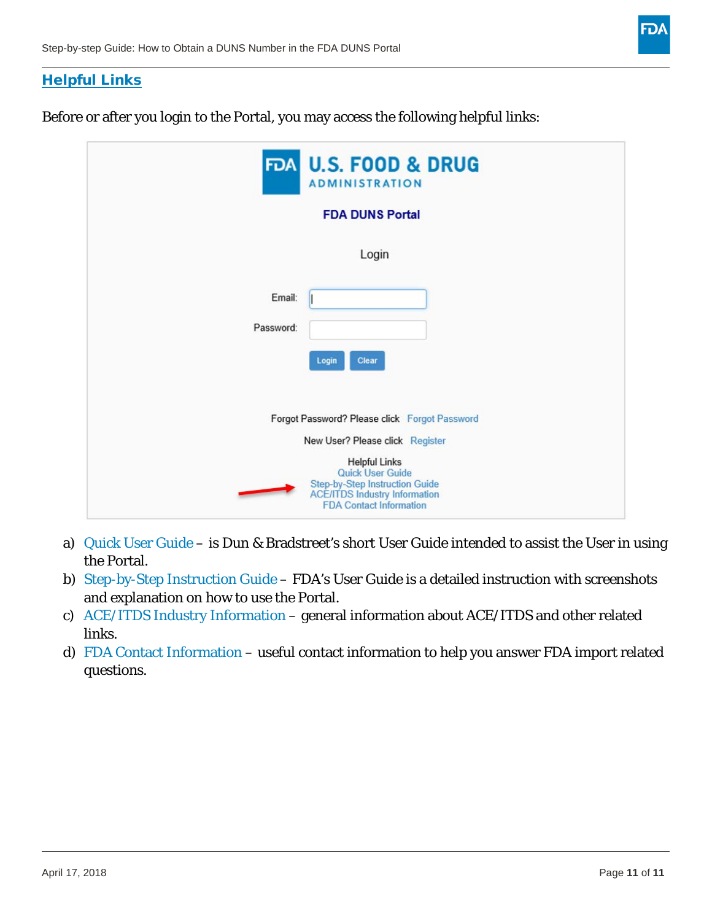## Helpful Links

Before or after you login to the Portal, you may access the following helpful links:

a) Quick User Guide – is Dun & Bradstreet's short User Guide intended to assist the User in using the Portal.
b) Step-by-Step Instruction Guide – FDA's User Guide is a detailed instruction with screenshots and explanation on how to use the Portal.
c) ACE/ITDS Industry Information – general information about ACE/ITDS and other related links.
d) FDA Contact Information – useful contact information to help you answer FDA import related questions.